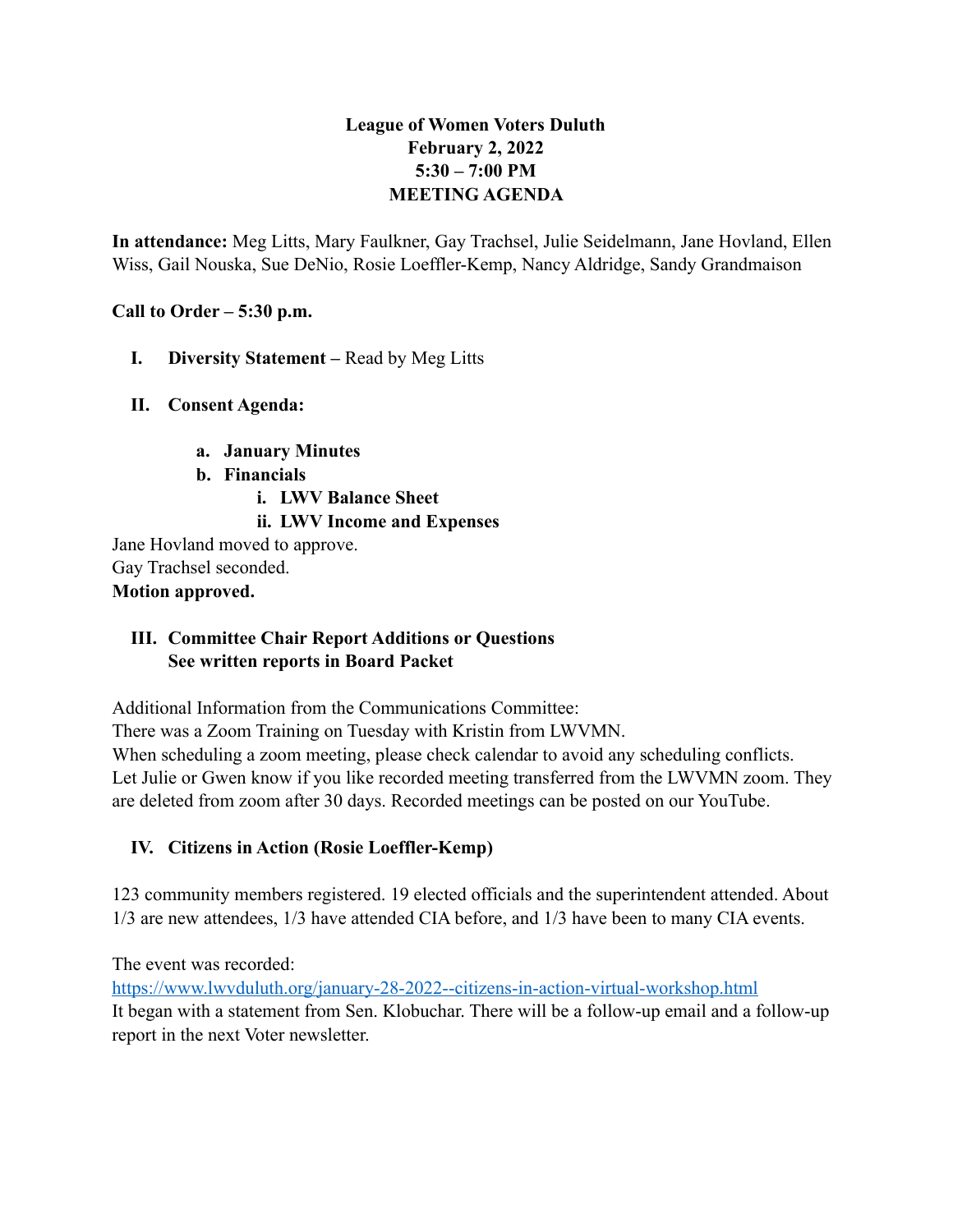**League of Women Voters Duluth**
**February 2, 2022**
**5:30 – 7:00 PM**
**MEETING AGENDA**

**In attendance:** Meg Litts, Mary Faulkner, Gay Trachsel, Julie Seidelmann, Jane Hovland, Ellen Wiss, Gail Nouska, Sue DeNio, Rosie Loeffler-Kemp, Nancy Aldridge, Sandy Grandmaison

**Call to Order – 5:30 p.m.**

I. **Diversity Statement –** Read by Meg Litts

II. **Consent Agenda:**

   a. **January Minutes**
   b. **Financials**
      i. **LWV Balance Sheet**
      ii. **LWV Income and Expenses**

Jane Hovland moved to approve.
Gay Trachsel seconded.
**Motion approved.**

III. **Committee Chair Report Additions or Questions**
**See written reports in Board Packet**

Additional Information from the Communications Committee:
There was a Zoom Training on Tuesday with Kristin from LWVMN.
When scheduling a zoom meeting, please check calendar to avoid any scheduling conflicts.
Let Julie or Gwen know if you like recorded meeting transferred from the LWVMN zoom. They are deleted from zoom after 30 days. Recorded meetings can be posted on our YouTube.

IV. **Citizens in Action (Rosie Loeffler-Kemp)**

123 community members registered. 19 elected officials and the superintendent attended. About 1/3 are new attendees, 1/3 have attended CIA before, and 1/3 have been to many CIA events.

The event was recorded:
https://www.lwvduluth.org/january-28-2022--citizens-in-action-virtual-workshop.html
It began with a statement from Sen. Klobuchar. There will be a follow-up email and a follow-up report in the next Voter newsletter.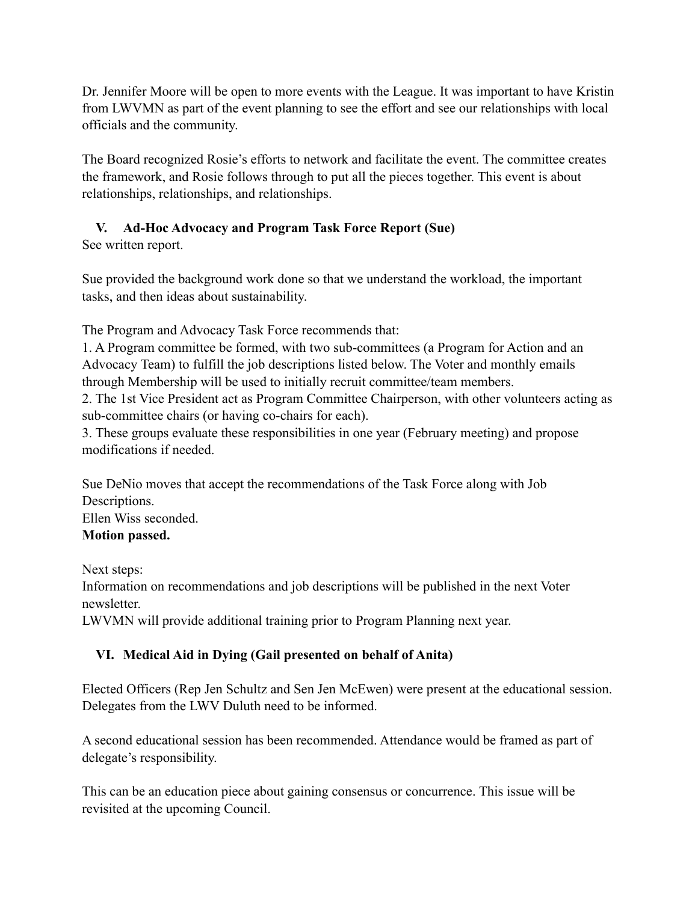Dr. Jennifer Moore will be open to more events with the League. It was important to have Kristin from LWVMN as part of the event planning to see the effort and see our relationships with local officials and the community.

The Board recognized Rosie's efforts to network and facilitate the event. The committee creates the framework, and Rosie follows through to put all the pieces together. This event is about relationships, relationships, and relationships.

## V. Ad-Hoc Advocacy and Program Task Force Report (Sue)

See written report.

Sue provided the background work done so that we understand the workload, the important tasks, and then ideas about sustainability.

The Program and Advocacy Task Force recommends that:

1. A Program committee be formed, with two sub-committees (a Program for Action and an Advocacy Team) to fulfill the job descriptions listed below. The Voter and monthly emails through Membership will be used to initially recruit committee/team members.
2. The 1st Vice President act as Program Committee Chairperson, with other volunteers acting as sub-committee chairs (or having co-chairs for each).
3. These groups evaluate these responsibilities in one year (February meeting) and propose modifications if needed.

Sue DeNio moves that accept the recommendations of the Task Force along with Job Descriptions.
Ellen Wiss seconded.
**Motion passed.**

Next steps:
Information on recommendations and job descriptions will be published in the next Voter newsletter.
LWVMN will provide additional training prior to Program Planning next year.

## VI. Medical Aid in Dying (Gail presented on behalf of Anita)

Elected Officers (Rep Jen Schultz and Sen Jen McEwen) were present at the educational session. Delegates from the LWV Duluth need to be informed.

A second educational session has been recommended. Attendance would be framed as part of delegate's responsibility.

This can be an education piece about gaining consensus or concurrence. This issue will be revisited at the upcoming Council.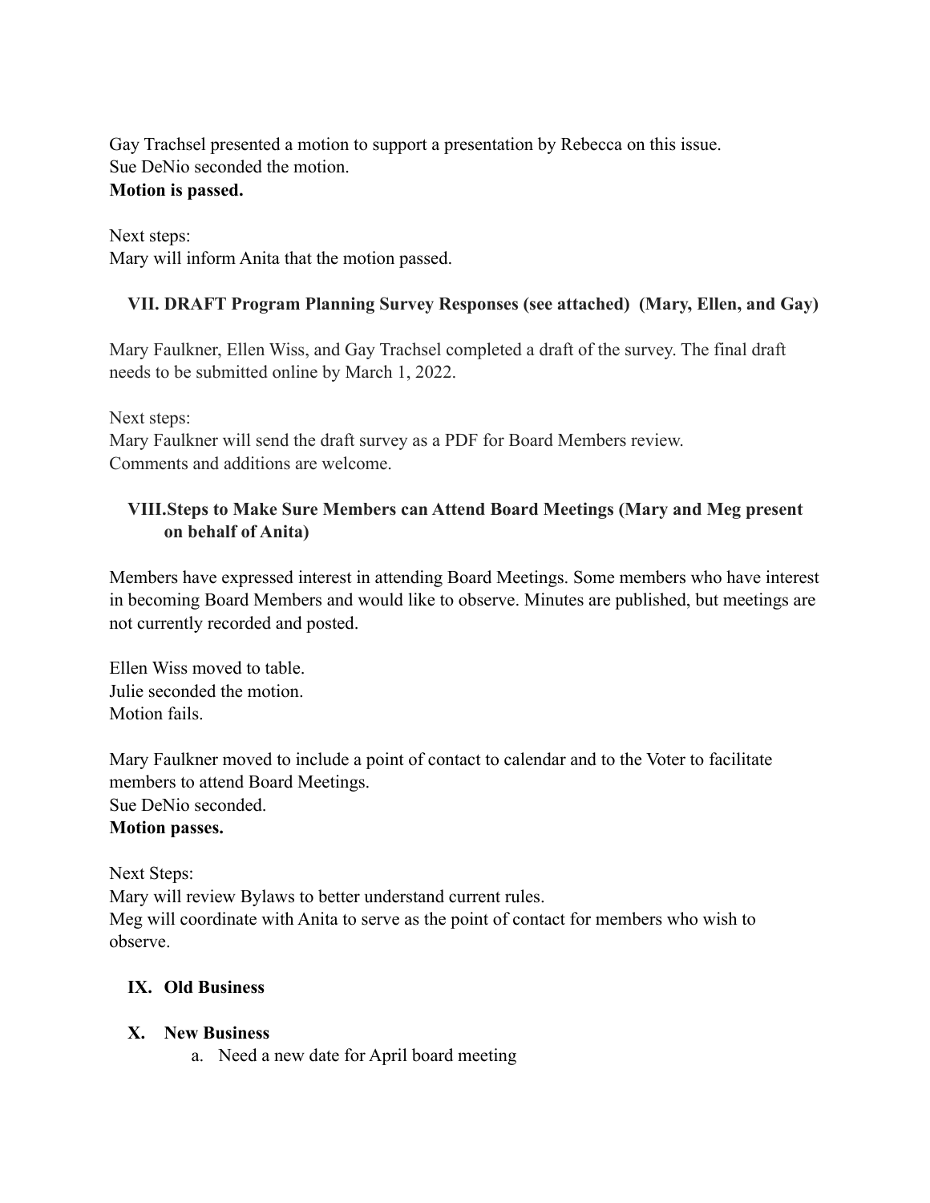Gay Trachsel presented a motion to support a presentation by Rebecca on this issue.
Sue DeNio seconded the motion.
**Motion is passed.**

Next steps:
Mary will inform Anita that the motion passed.

### VII. DRAFT Program Planning Survey Responses (see attached) (Mary, Ellen, and Gay)

Mary Faulkner, Ellen Wiss, and Gay Trachsel completed a draft of the survey. The final draft needs to be submitted online by March 1, 2022.

Next steps:
Mary Faulkner will send the draft survey as a PDF for Board Members review.
Comments and additions are welcome.

### VIII. Steps to Make Sure Members can Attend Board Meetings (Mary and Meg present on behalf of Anita)

Members have expressed interest in attending Board Meetings. Some members who have interest in becoming Board Members and would like to observe. Minutes are published, but meetings are not currently recorded and posted.

Ellen Wiss moved to table.
Julie seconded the motion.
Motion fails.

Mary Faulkner moved to include a point of contact to calendar and to the Voter to facilitate members to attend Board Meetings.
Sue DeNio seconded.
**Motion passes.**

Next Steps:
Mary will review Bylaws to better understand current rules.
Meg will coordinate with Anita to serve as the point of contact for members who wish to observe.

### IX. Old Business

### X. New Business

a. Need a new date for April board meeting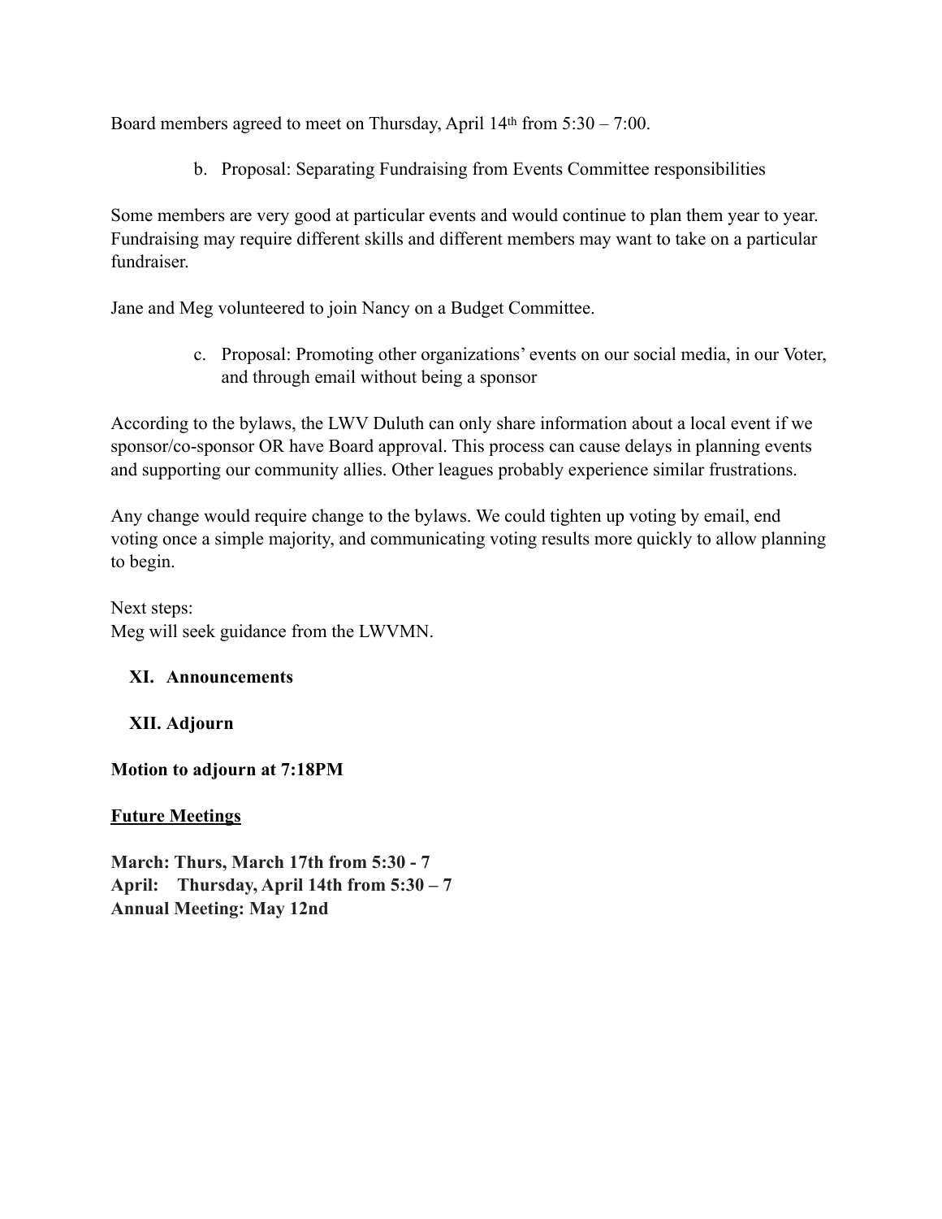Board members agreed to meet on Thursday, April 14th from 5:30 – 7:00.

b. Proposal: Separating Fundraising from Events Committee responsibilities

Some members are very good at particular events and would continue to plan them year to year. Fundraising may require different skills and different members may want to take on a particular fundraiser.

Jane and Meg volunteered to join Nancy on a Budget Committee.

c. Proposal: Promoting other organizations' events on our social media, in our Voter, and through email without being a sponsor

According to the bylaws, the LWV Duluth can only share information about a local event if we sponsor/co-sponsor OR have Board approval. This process can cause delays in planning events and supporting our community allies. Other leagues probably experience similar frustrations.

Any change would require change to the bylaws. We could tighten up voting by email, end voting once a simple majority, and communicating voting results more quickly to allow planning to begin.

Next steps:
Meg will seek guidance from the LWVMN.

**XI. Announcements**

**XII. Adjourn**

**Motion to adjourn at 7:18PM**

**<u>Future Meetings</u>**

**March: Thurs, March 17th from 5:30 - 7**
**April: Thursday, April 14th from 5:30 – 7**
**Annual Meeting: May 12nd**